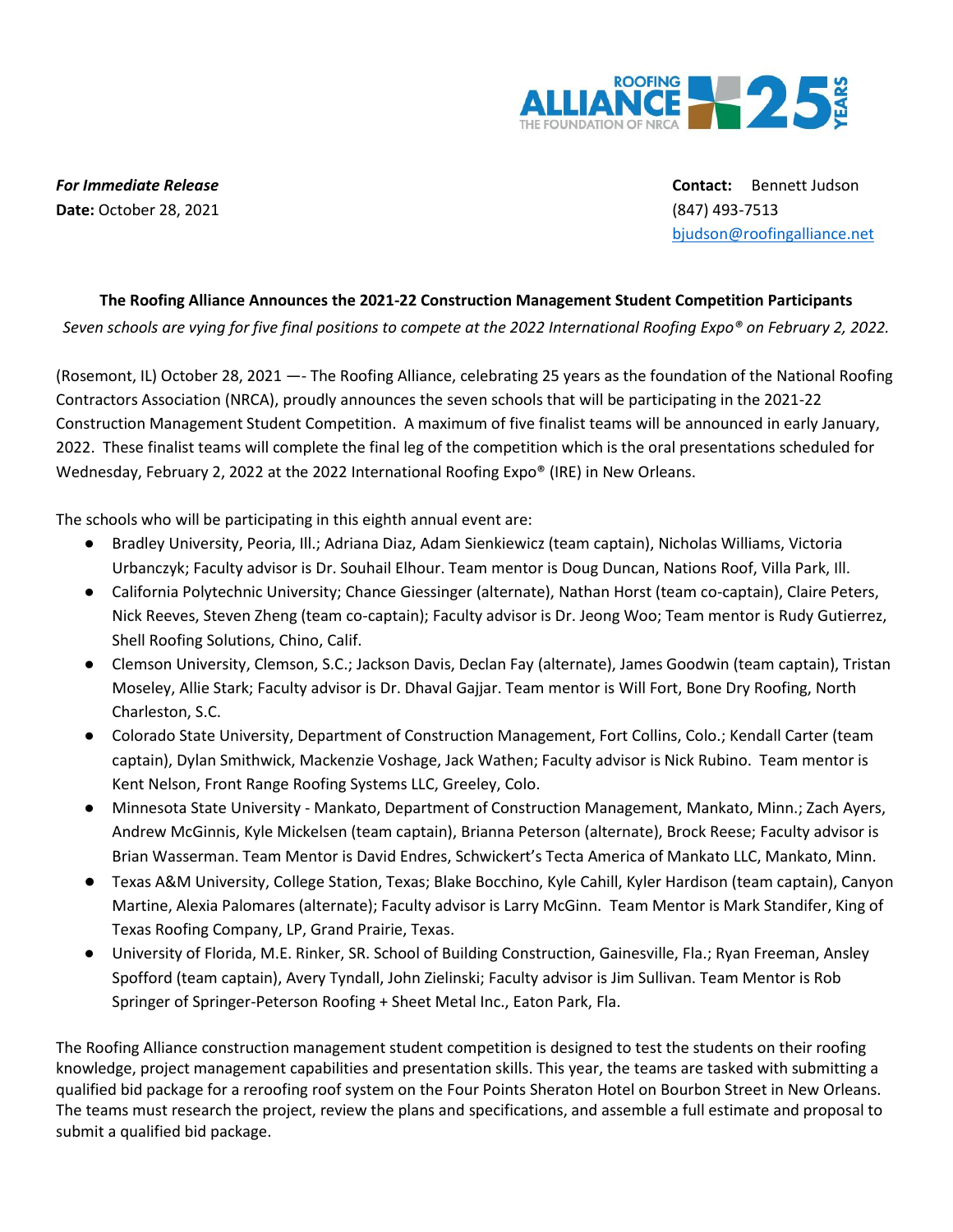***For Immediate Release***
**Date:** October 28, 2021

**Contact:** Bennett Judson
(847) 493-7513
bjudson@roofingalliance.net

**The Roofing Alliance Announces the 2021-22 Construction Management Student Competition Participants**

*Seven schools are vying for five final positions to compete at the 2022 International Roofing Expo® on February 2, 2022.*

(Rosemont, IL) October 28, 2021 —- The Roofing Alliance, celebrating 25 years as the foundation of the National Roofing Contractors Association (NRCA), proudly announces the seven schools that will be participating in the 2021-22 Construction Management Student Competition. A maximum of five finalist teams will be announced in early January, 2022. These finalist teams will complete the final leg of the competition which is the oral presentations scheduled for Wednesday, February 2, 2022 at the 2022 International Roofing Expo® (IRE) in New Orleans.

The schools who will be participating in this eighth annual event are:

- Bradley University, Peoria, Ill.; Adriana Diaz, Adam Sienkiewicz (team captain), Nicholas Williams, Victoria Urbanczyk; Faculty advisor is Dr. Souhail Elhour. Team mentor is Doug Duncan, Nations Roof, Villa Park, Ill.
- California Polytechnic University; Chance Giessinger (alternate), Nathan Horst (team co-captain), Claire Peters, Nick Reeves, Steven Zheng (team co-captain); Faculty advisor is Dr. Jeong Woo; Team mentor is Rudy Gutierrez, Shell Roofing Solutions, Chino, Calif.
- Clemson University, Clemson, S.C.; Jackson Davis, Declan Fay (alternate), James Goodwin (team captain), Tristan Moseley, Allie Stark; Faculty advisor is Dr. Dhaval Gajjar. Team mentor is Will Fort, Bone Dry Roofing, North Charleston, S.C.
- Colorado State University, Department of Construction Management, Fort Collins, Colo.; Kendall Carter (team captain), Dylan Smithwick, Mackenzie Voshage, Jack Wathen; Faculty advisor is Nick Rubino. Team mentor is Kent Nelson, Front Range Roofing Systems LLC, Greeley, Colo.
- Minnesota State University - Mankato, Department of Construction Management, Mankato, Minn.; Zach Ayers, Andrew McGinnis, Kyle Mickelsen (team captain), Brianna Peterson (alternate), Brock Reese; Faculty advisor is Brian Wasserman. Team Mentor is David Endres, Schwickert's Tecta America of Mankato LLC, Mankato, Minn.
- Texas A&M University, College Station, Texas; Blake Bocchino, Kyle Cahill, Kyler Hardison (team captain), Canyon Martine, Alexia Palomares (alternate); Faculty advisor is Larry McGinn. Team Mentor is Mark Standifer, King of Texas Roofing Company, LP, Grand Prairie, Texas.
- University of Florida, M.E. Rinker, SR. School of Building Construction, Gainesville, Fla.; Ryan Freeman, Ansley Spofford (team captain), Avery Tyndall, John Zielinski; Faculty advisor is Jim Sullivan. Team Mentor is Rob Springer of Springer-Peterson Roofing + Sheet Metal Inc., Eaton Park, Fla.

The Roofing Alliance construction management student competition is designed to test the students on their roofing knowledge, project management capabilities and presentation skills. This year, the teams are tasked with submitting a qualified bid package for a reroofing roof system on the Four Points Sheraton Hotel on Bourbon Street in New Orleans. The teams must research the project, review the plans and specifications, and assemble a full estimate and proposal to submit a qualified bid package.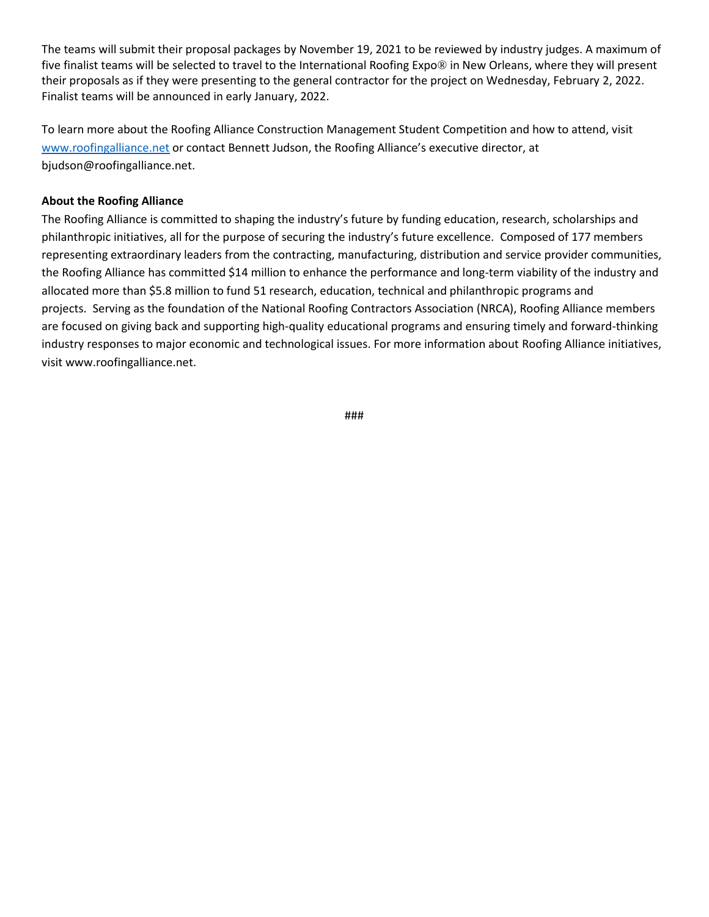The teams will submit their proposal packages by November 19, 2021 to be reviewed by industry judges. A maximum of five finalist teams will be selected to travel to the International Roofing Expo® in New Orleans, where they will present their proposals as if they were presenting to the general contractor for the project on Wednesday, February 2, 2022. Finalist teams will be announced in early January, 2022.

To learn more about the Roofing Alliance Construction Management Student Competition and how to attend, visit [www.roofingalliance.net](www.roofingalliance.net) or contact Bennett Judson, the Roofing Alliance's executive director, at bjudson@roofingalliance.net.

**About the Roofing Alliance**

The Roofing Alliance is committed to shaping the industry's future by funding education, research, scholarships and philanthropic initiatives, all for the purpose of securing the industry's future excellence. Composed of 177 members representing extraordinary leaders from the contracting, manufacturing, distribution and service provider communities, the Roofing Alliance has committed $14 million to enhance the performance and long-term viability of the industry and allocated more than $5.8 million to fund 51 research, education, technical and philanthropic programs and projects. Serving as the foundation of the National Roofing Contractors Association (NRCA), Roofing Alliance members are focused on giving back and supporting high-quality educational programs and ensuring timely and forward-thinking industry responses to major economic and technological issues. For more information about Roofing Alliance initiatives, visit www.roofingalliance.net.

###